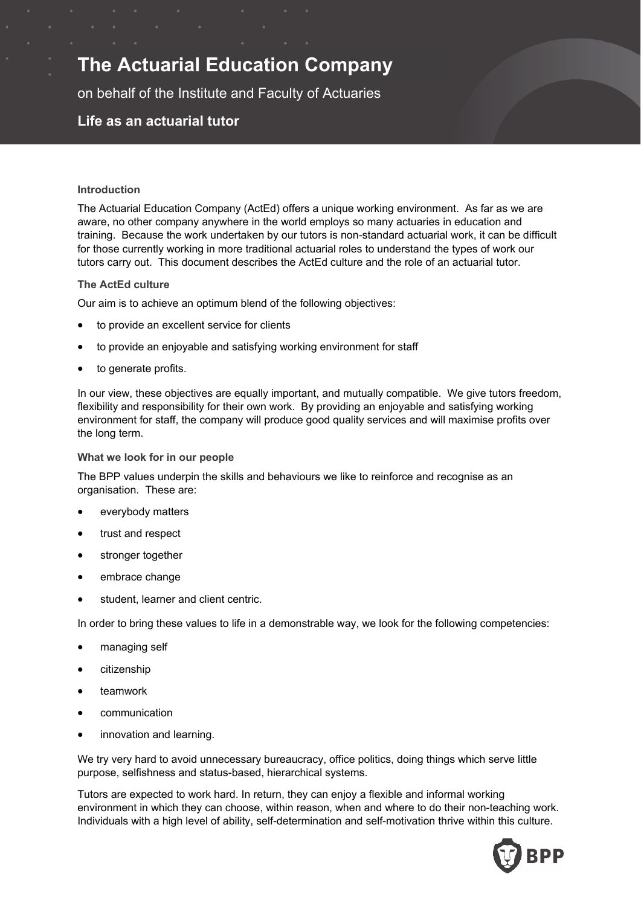# The Actuarial Education Company

on behalf of the Institute and Faculty of Actuaries

## Life as an actuarial tutor

### Introduction

The Actuarial Education Company (ActEd) offers a unique working environment. As far as we are aware, no other company anywhere in the world employs so many actuaries in education and training. Because the work undertaken by our tutors is non-standard actuarial work, it can be difficult for those currently working in more traditional actuarial roles to understand the types of work our tutors carry out. This document describes the ActEd culture and the role of an actuarial tutor.

### The ActEd culture

Our aim is to achieve an optimum blend of the following objectives:

- to provide an excellent service for clients
- to provide an enjoyable and satisfying working environment for staff
- to generate profits.

In our view, these objectives are equally important, and mutually compatible. We give tutors freedom, flexibility and responsibility for their own work. By providing an enjoyable and satisfying working environment for staff, the company will produce good quality services and will maximise profits over the long term.

### What we look for in our people

The BPP values underpin the skills and behaviours we like to reinforce and recognise as an organisation. These are:

- everybody matters
- trust and respect
- stronger together
- embrace change
- student, learner and client centric.

In order to bring these values to life in a demonstrable way, we look for the following competencies:

- managing self
- citizenship
- teamwork
- communication
- innovation and learning.

We try very hard to avoid unnecessary bureaucracy, office politics, doing things which serve little purpose, selfishness and status-based, hierarchical systems.

Tutors are expected to work hard. In return, they can enjoy a flexible and informal working environment in which they can choose, within reason, when and where to do their non-teaching work. Individuals with a high level of ability, self-determination and self-motivation thrive within this culture.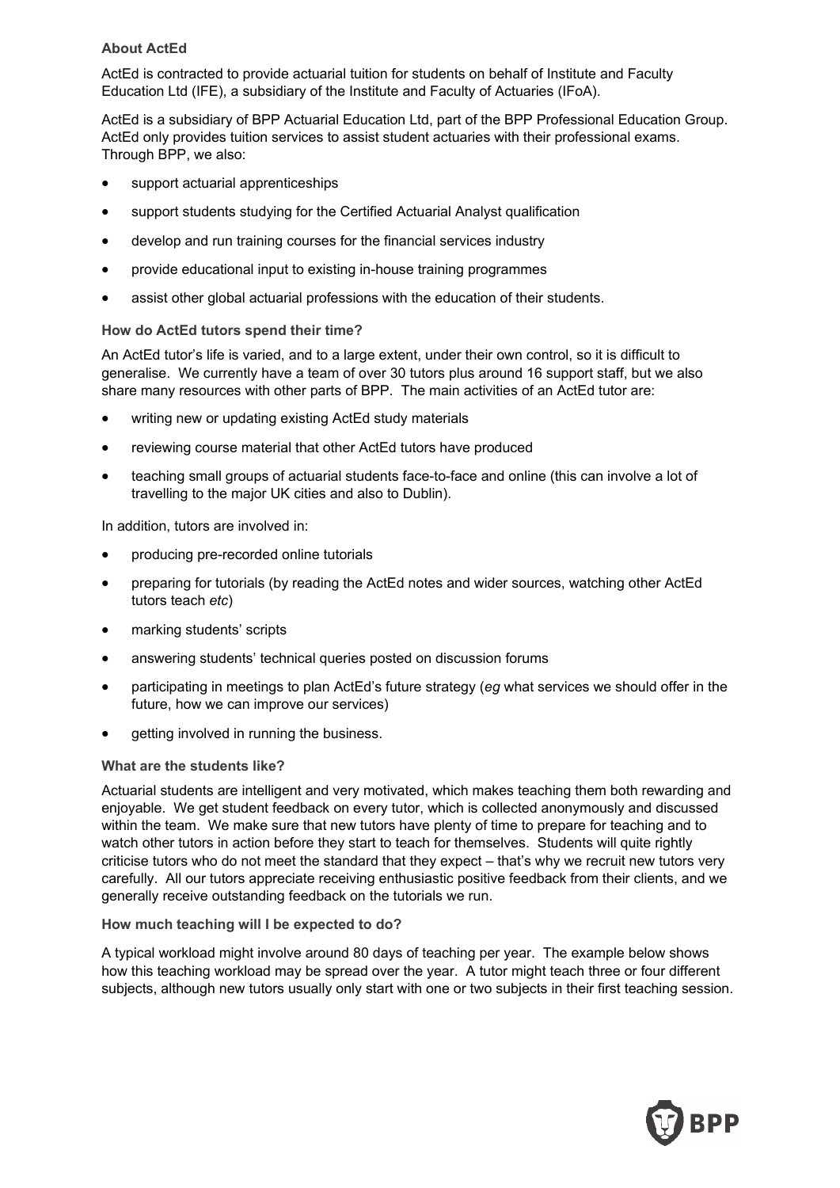### About ActEd

ActEd is contracted to provide actuarial tuition for students on behalf of Institute and Faculty Education Ltd (IFE), a subsidiary of the Institute and Faculty of Actuaries (IFoA).

ActEd is a subsidiary of BPP Actuarial Education Ltd, part of the BPP Professional Education Group. ActEd only provides tuition services to assist student actuaries with their professional exams. Through BPP, we also:

- support actuarial apprenticeships
- support students studying for the Certified Actuarial Analyst qualification
- develop and run training courses for the financial services industry
- provide educational input to existing in-house training programmes
- assist other global actuarial professions with the education of their students.

### How do ActEd tutors spend their time?

An ActEd tutor's life is varied, and to a large extent, under their own control, so it is difficult to generalise. We currently have a team of over 30 tutors plus around 16 support staff, but we also share many resources with other parts of BPP. The main activities of an ActEd tutor are:

- writing new or updating existing ActEd study materials
- reviewing course material that other ActEd tutors have produced
- teaching small groups of actuarial students face-to-face and online (this can involve a lot of travelling to the major UK cities and also to Dublin).

In addition, tutors are involved in:

- producing pre-recorded online tutorials
- preparing for tutorials (by reading the ActEd notes and wider sources, watching other ActEd tutors teach *etc*)
- marking students' scripts
- answering students' technical queries posted on discussion forums
- participating in meetings to plan ActEd's future strategy (*eg* what services we should offer in the future, how we can improve our services)
- getting involved in running the business.

### What are the students like?

Actuarial students are intelligent and very motivated, which makes teaching them both rewarding and enjoyable. We get student feedback on every tutor, which is collected anonymously and discussed within the team. We make sure that new tutors have plenty of time to prepare for teaching and to watch other tutors in action before they start to teach for themselves. Students will quite rightly criticise tutors who do not meet the standard that they expect – that's why we recruit new tutors very carefully. All our tutors appreciate receiving enthusiastic positive feedback from their clients, and we generally receive outstanding feedback on the tutorials we run.

### How much teaching will I be expected to do?

A typical workload might involve around 80 days of teaching per year. The example below shows how this teaching workload may be spread over the year. A tutor might teach three or four different subjects, although new tutors usually only start with one or two subjects in their first teaching session.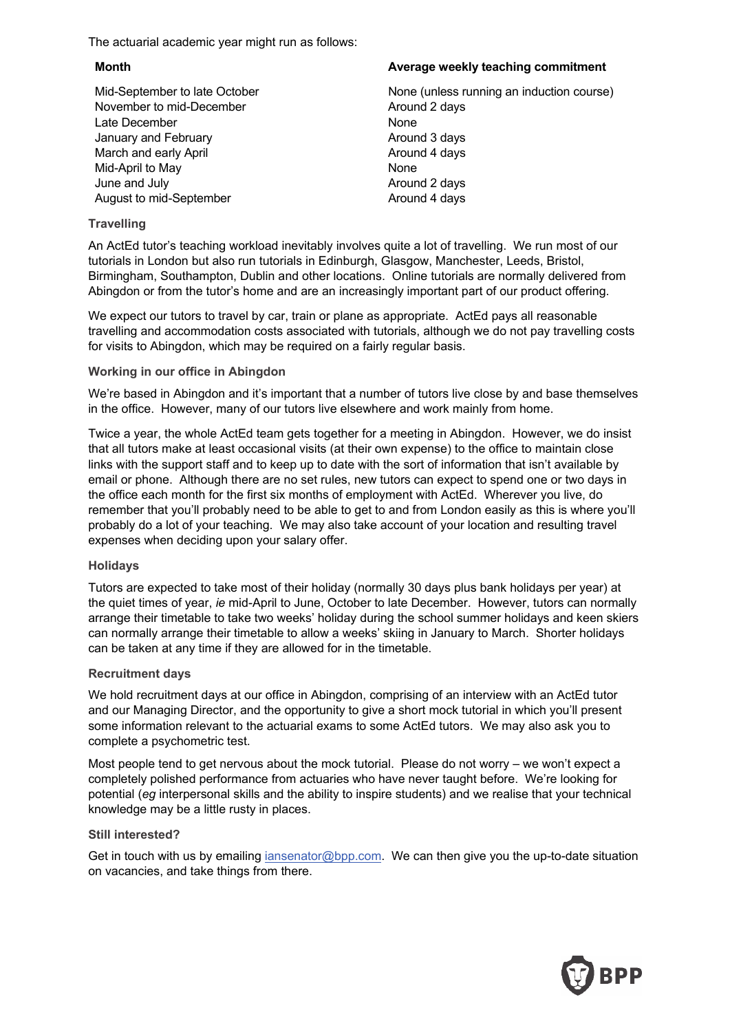The actuarial academic year might run as follows:

| Month | Average weekly teaching commitment |
|---|---|
| Mid-September to late October | None (unless running an induction course) |
| November to mid-December | Around 2 days |
| Late December | None |
| January and February | Around 3 days |
| March and early April | Around 4 days |
| Mid-April to May | None |
| June and July | Around 2 days |
| August to mid-September | Around 4 days |

### Travelling

An ActEd tutor's teaching workload inevitably involves quite a lot of travelling. We run most of our tutorials in London but also run tutorials in Edinburgh, Glasgow, Manchester, Leeds, Bristol, Birmingham, Southampton, Dublin and other locations. Online tutorials are normally delivered from Abingdon or from the tutor's home and are an increasingly important part of our product offering.

We expect our tutors to travel by car, train or plane as appropriate. ActEd pays all reasonable travelling and accommodation costs associated with tutorials, although we do not pay travelling costs for visits to Abingdon, which may be required on a fairly regular basis.

### Working in our office in Abingdon

We're based in Abingdon and it's important that a number of tutors live close by and base themselves in the office. However, many of our tutors live elsewhere and work mainly from home.

Twice a year, the whole ActEd team gets together for a meeting in Abingdon. However, we do insist that all tutors make at least occasional visits (at their own expense) to the office to maintain close links with the support staff and to keep up to date with the sort of information that isn't available by email or phone. Although there are no set rules, new tutors can expect to spend one or two days in the office each month for the first six months of employment with ActEd. Wherever you live, do remember that you'll probably need to be able to get to and from London easily as this is where you'll probably do a lot of your teaching. We may also take account of your location and resulting travel expenses when deciding upon your salary offer.

### Holidays

Tutors are expected to take most of their holiday (normally 30 days plus bank holidays per year) at the quiet times of year, *ie* mid-April to June, October to late December. However, tutors can normally arrange their timetable to take two weeks' holiday during the school summer holidays and keen skiers can normally arrange their timetable to allow a weeks' skiing in January to March. Shorter holidays can be taken at any time if they are allowed for in the timetable.

### Recruitment days

We hold recruitment days at our office in Abingdon, comprising of an interview with an ActEd tutor and our Managing Director, and the opportunity to give a short mock tutorial in which you'll present some information relevant to the actuarial exams to some ActEd tutors. We may also ask you to complete a psychometric test.

Most people tend to get nervous about the mock tutorial. Please do not worry – we won't expect a completely polished performance from actuaries who have never taught before. We're looking for potential (*eg* interpersonal skills and the ability to inspire students) and we realise that your technical knowledge may be a little rusty in places.

### Still interested?

Get in touch with us by emailing [iansenator@bpp.com](mailto:iansenator@bpp.com). We can then give you the up-to-date situation on vacancies, and take things from there.